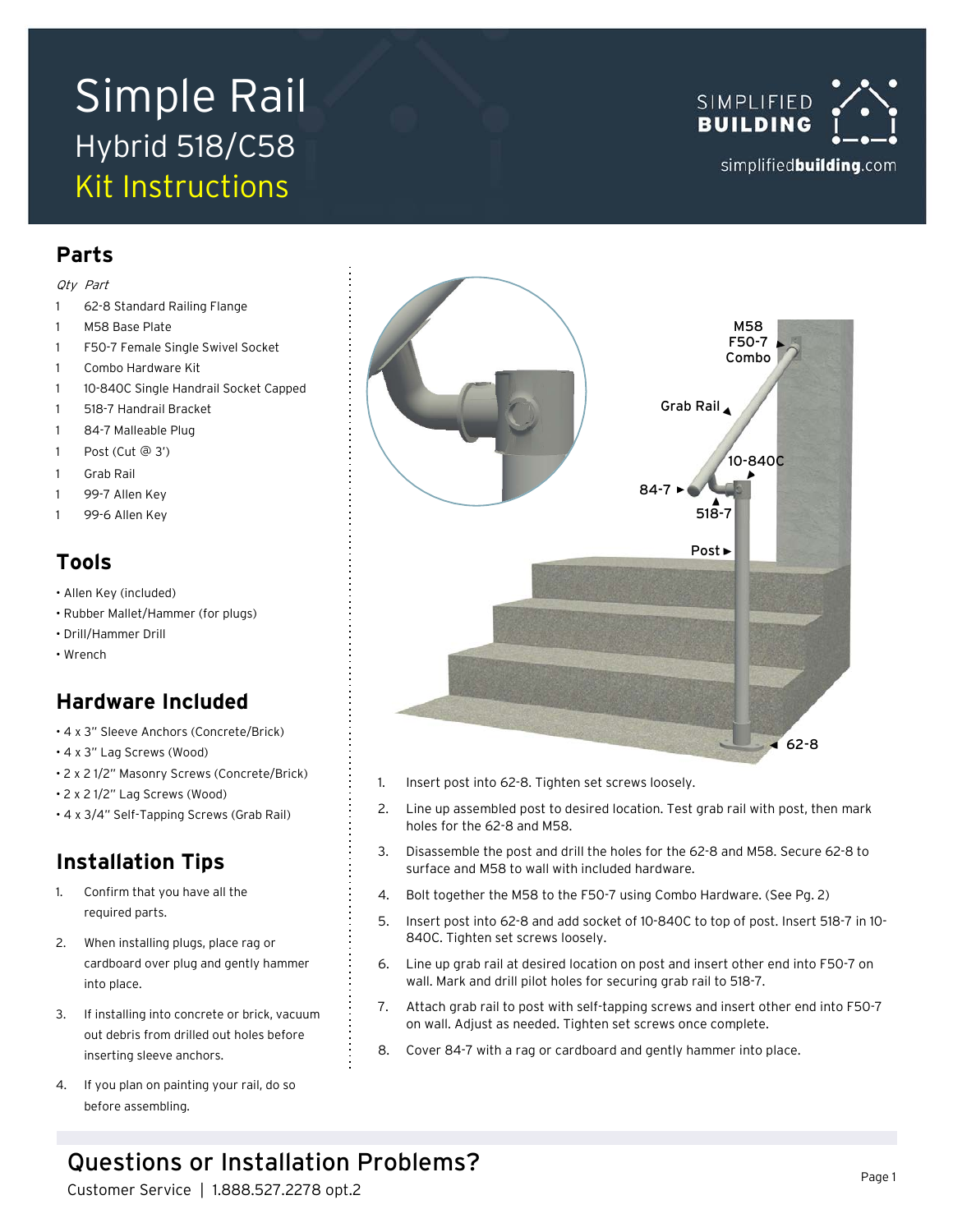# Simple Rail

## Hybrid 518/C58

## Kit Instructions

SIMPLIFIED BUILDING

simplifiedbuilding.com

## Parts

| *Qty* | *Part* |
| --- | --- |
| 1 | 62-8 Standard Railing Flange |
| 1 | M58 Base Plate |
| 1 | F50-7 Female Single Swivel Socket |
| 1 | Combo Hardware Kit |
| 1 | 10-840C Single Handrail Socket Capped |
| 1 | 518-7 Handrail Bracket |
| 1 | 84-7 Malleable Plug |
| 1 | Post (Cut @ 3') |
| 1 | Grab Rail |
| 1 | 99-7 Allen Key |
| 1 | 99-6 Allen Key |

## Tools

- Allen Key (included)
- Rubber Mallet/Hammer (for plugs)
- Drill/Hammer Drill
- Wrench

## Hardware Included

- 4 x 3" Sleeve Anchors (Concrete/Brick)
- 4 x 3" Lag Screws (Wood)
- 2 x 2 1/2" Masonry Screws (Concrete/Brick)
- 2 x 2 1/2" Lag Screws (Wood)
- 4 x 3/4" Self-Tapping Screws (Grab Rail)

## Installation Tips

1. Confirm that you have all the required parts.
2. When installing plugs, place rag or cardboard over plug and gently hammer into place.
3. If installing into concrete or brick, vacuum out debris from drilled out holes before inserting sleeve anchors.
4. If you plan on painting your rail, do so before assembling.

M58 F50-7 Combo

Grab Rail

10-840C

84-7

518-7

Post

62-8

1. Insert post into 62-8. Tighten set screws loosely.
2. Line up assembled post to desired location. Test grab rail with post, then mark holes for the 62-8 and M58.
3. Disassemble the post and drill the holes for the 62-8 and M58. Secure 62-8 to surface and M58 to wall with included hardware.
4. Bolt together the M58 to the F50-7 using Combo Hardware. (See Pg. 2)
5. Insert post into 62-8 and add socket of 10-840C to top of post. Insert 518-7 in 10-840C. Tighten set screws loosely.
6. Line up grab rail at desired location on post and insert other end into F50-7 on wall. Mark and drill pilot holes for securing grab rail to 518-7.
7. Attach grab rail to post with self-tapping screws and insert other end into F50-7 on wall. Adjust as needed. Tighten set screws once complete.
8. Cover 84-7 with a rag or cardboard and gently hammer into place.

## Questions or Installation Problems?

Customer Service | 1.888.527.2278 opt.2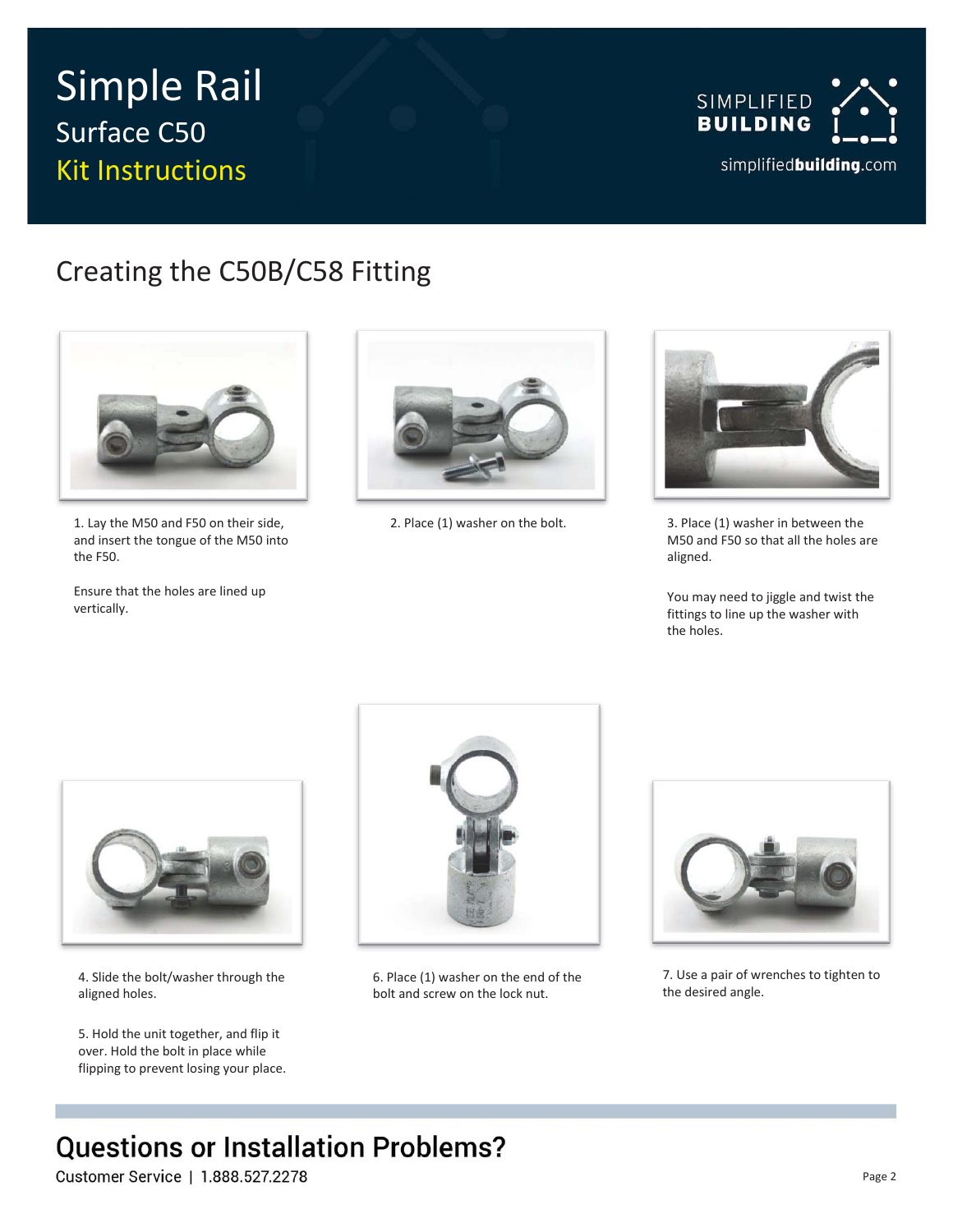# Simple Rail

## Surface C50

## Kit Instructions

SIMPLIFIED BUILDING

simplifiedbuilding.com

## Creating the C50B/C58 Fitting

1. Lay the M50 and F50 on their side, and insert the tongue of the M50 into the F50.

   Ensure that the holes are lined up vertically.

2. Place (1) washer on the bolt.

3. Place (1) washer in between the M50 and F50 so that all the holes are aligned.

   You may need to jiggle and twist the fittings to line up the washer with the holes.

4. Slide the bolt/washer through the aligned holes.

5. Hold the unit together, and flip it over. Hold the bolt in place while flipping to prevent losing your place.

6. Place (1) washer on the end of the bolt and screw on the lock nut.

7. Use a pair of wrenches to tighten to the desired angle.

## Questions or Installation Problems?

Customer Service | 1.888.527.2278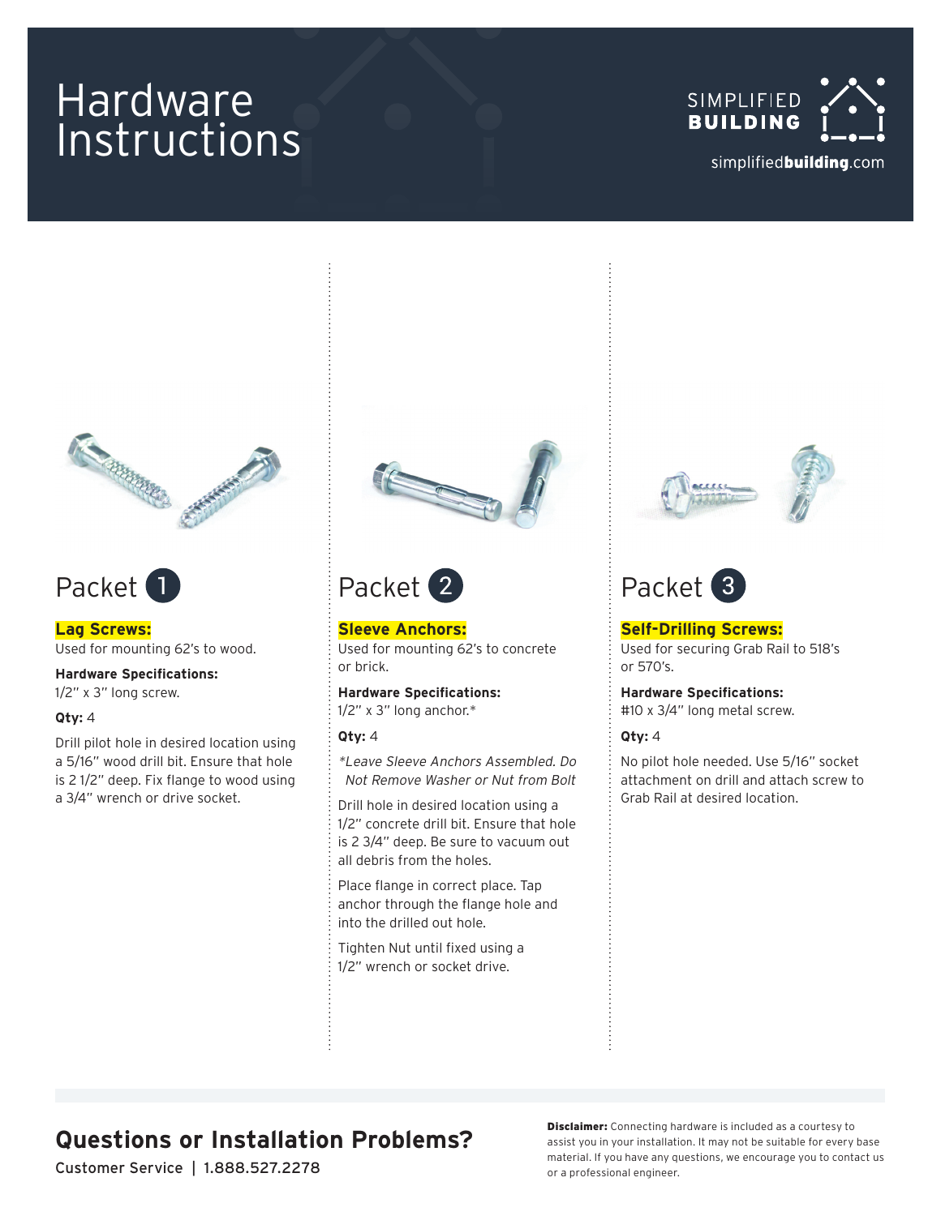# Hardware Instructions

SIMPLIFIED BUILDING

simplifiedbuilding.com

## Packet 1

**Lag Screws:**
Used for mounting 62's to wood.

**Hardware Specifications:**
1/2" x 3" long screw.

**Qty:** 4

Drill pilot hole in desired location using a 5/16" wood drill bit. Ensure that hole is 2 1/2" deep. Fix flange to wood using a 3/4" wrench or drive socket.

## Packet 2

**Sleeve Anchors:**
Used for mounting 62's to concrete or brick.

**Hardware Specifications:**
1/2" x 3" long anchor.*

**Qty:** 4

*\*Leave Sleeve Anchors Assembled. Do Not Remove Washer or Nut from Bolt*

Drill hole in desired location using a 1/2" concrete drill bit. Ensure that hole is 2 3/4" deep. Be sure to vacuum out all debris from the holes.

Place flange in correct place. Tap anchor through the flange hole and into the drilled out hole.

Tighten Nut until fixed using a 1/2" wrench or socket drive.

## Packet 3

**Self-Drilling Screws:**
Used for securing Grab Rail to 518's or 570's.

**Hardware Specifications:**
#10 x 3/4" long metal screw.

**Qty:** 4

No pilot hole needed. Use 5/16" socket attachment on drill and attach screw to Grab Rail at desired location.

## Questions or Installation Problems?

Customer Service | 1.888.527.2278

**Disclaimer:** Connecting hardware is included as a courtesy to assist you in your installation. It may not be suitable for every base material. If you have any questions, we encourage you to contact us or a professional engineer.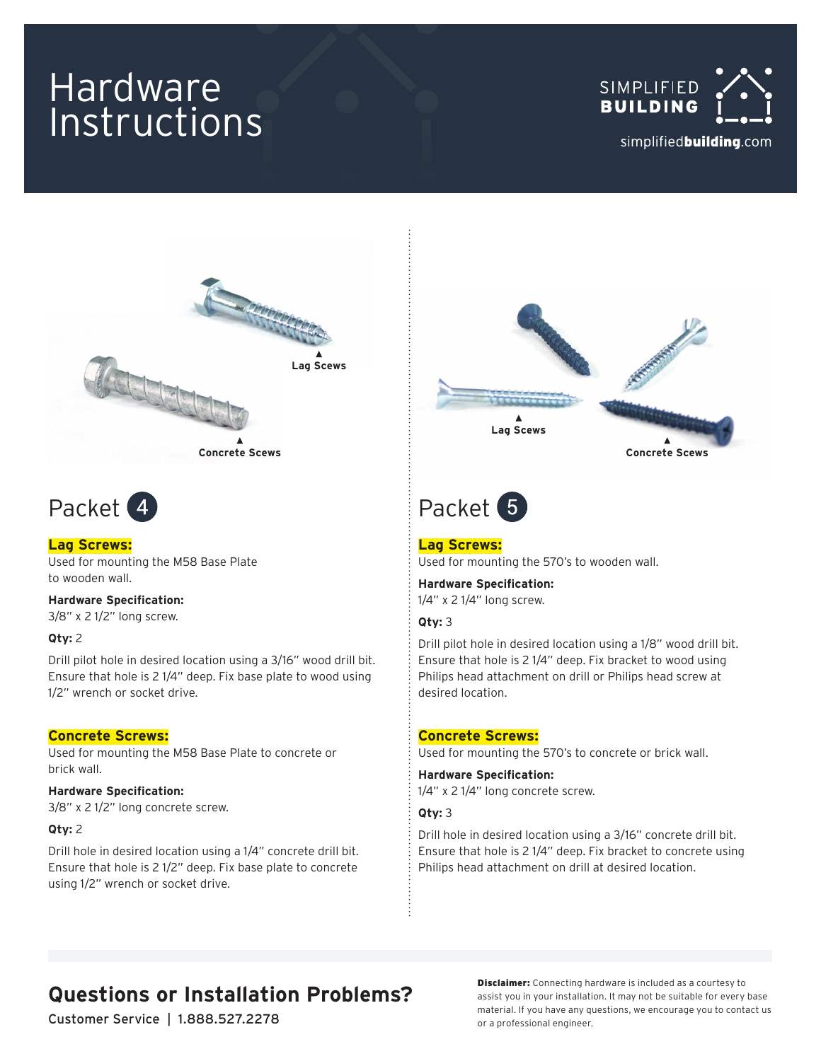# Hardware Instructions

SIMPLIFIED BUILDING

simplifiedbuilding.com

Lag Scews

Concrete Scews

## Packet 4

**Lag Screws:**

Used for mounting the M58 Base Plate to wooden wall.

**Hardware Specification:**
3/8" x 2 1/2" long screw.

**Qty:** 2

Drill pilot hole in desired location using a 3/16" wood drill bit. Ensure that hole is 2 1/4" deep. Fix base plate to wood using 1/2" wrench or socket drive.

**Concrete Screws:**

Used for mounting the M58 Base Plate to concrete or brick wall.

**Hardware Specification:**
3/8" x 2 1/2" long concrete screw.

**Qty:** 2

Drill hole in desired location using a 1/4" concrete drill bit. Ensure that hole is 2 1/2" deep. Fix base plate to concrete using 1/2" wrench or socket drive.

Lag Scews

Concrete Scews

## Packet 5

**Lag Screws:**

Used for mounting the 570's to wooden wall.

**Hardware Specification:**
1/4" x 2 1/4" long screw.

**Qty:** 3

Drill pilot hole in desired location using a 1/8" wood drill bit. Ensure that hole is 2 1/4" deep. Fix bracket to wood using Philips head attachment on drill or Philips head screw at desired location.

**Concrete Screws:**

Used for mounting the 570's to concrete or brick wall.

**Hardware Specification:**
1/4" x 2 1/4" long concrete screw.

**Qty:** 3

Drill hole in desired location using a 3/16" concrete drill bit. Ensure that hole is 2 1/4" deep. Fix bracket to concrete using Philips head attachment on drill at desired location.

## Questions or Installation Problems?

Customer Service | 1.888.527.2278

**Disclaimer:** Connecting hardware is included as a courtesy to assist you in your installation. It may not be suitable for every base material. If you have any questions, we encourage you to contact us or a professional engineer.